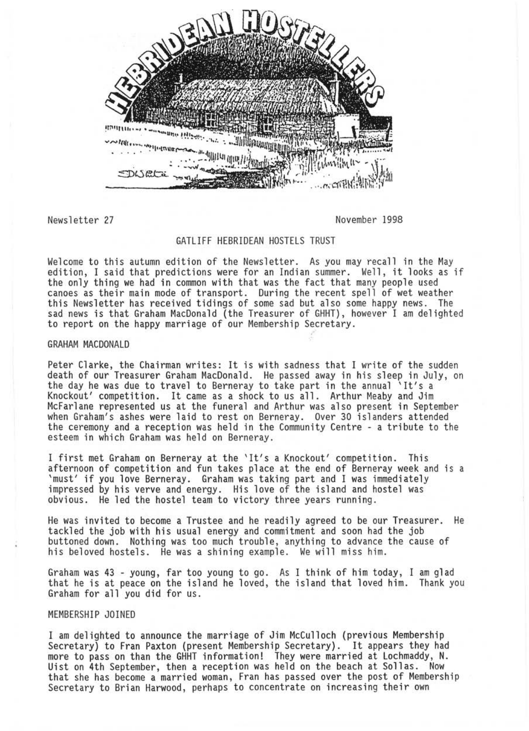# HEBRIDEAN HOSTELLERS

Newsletter 27

November 1998

## GATLIFF HEBRIDEAN HOSTELS TRUST

Welcome to this autumn edition of the Newsletter. As you may recall in the May edition, I said that predictions were for an Indian summer. Well, it looks as if the only thing we had in common with that was the fact that many people used canoes as their main mode of transport. During the recent spell of wet weather this Newsletter has received tidings of some sad but also some happy news. The sad news is that Graham MacDonald (the Treasurer of GHHT), however I am delighted to report on the happy marriage of our Membership Secretary.

### GRAHAM MACDONALD

Peter Clarke, the Chairman writes: It is with sadness that I write of the sudden death of our Treasurer Graham MacDonald. He passed away in his sleep in July, on the day he was due to travel to Berneray to take part in the annual 'It's a Knockout' competition. It came as a shock to us all. Arthur Meaby and Jim McFarlane represented us at the funeral and Arthur was also present in September when Graham's ashes were laid to rest on Berneray. Over 30 islanders attended the ceremony and a reception was held in the Community Centre - a tribute to the esteem in which Graham was held on Berneray.

I first met Graham on Berneray at the 'It's a Knockout' competition. This afternoon of competition and fun takes place at the end of Berneray week and is a 'must' if you love Berneray. Graham was taking part and I was immediately impressed by his verve and energy. His love of the island and hostel was obvious. He led the hostel team to victory three years running.

He was invited to become a Trustee and he readily agreed to be our Treasurer. He tackled the job with his usual energy and commitment and soon had the job buttoned down. Nothing was too much trouble, anything to advance the cause of his beloved hostels. He was a shining example. We will miss him.

Graham was 43 - young, far too young to go. As I think of him today, I am glad that he is at peace on the island he loved, the island that loved him. Thank you Graham for all you did for us.

### MEMBERSHIP JOINED

I am delighted to announce the marriage of Jim McCulloch (previous Membership Secretary) to Fran Paxton (present Membership Secretary). It appears they had more to pass on than the GHHT information! They were married at Lochmaddy, N. Uist on 4th September, then a reception was held on the beach at Sollas. Now that she has become a married woman, Fran has passed over the post of Membership Secretary to Brian Harwood, perhaps to concentrate on increasing their own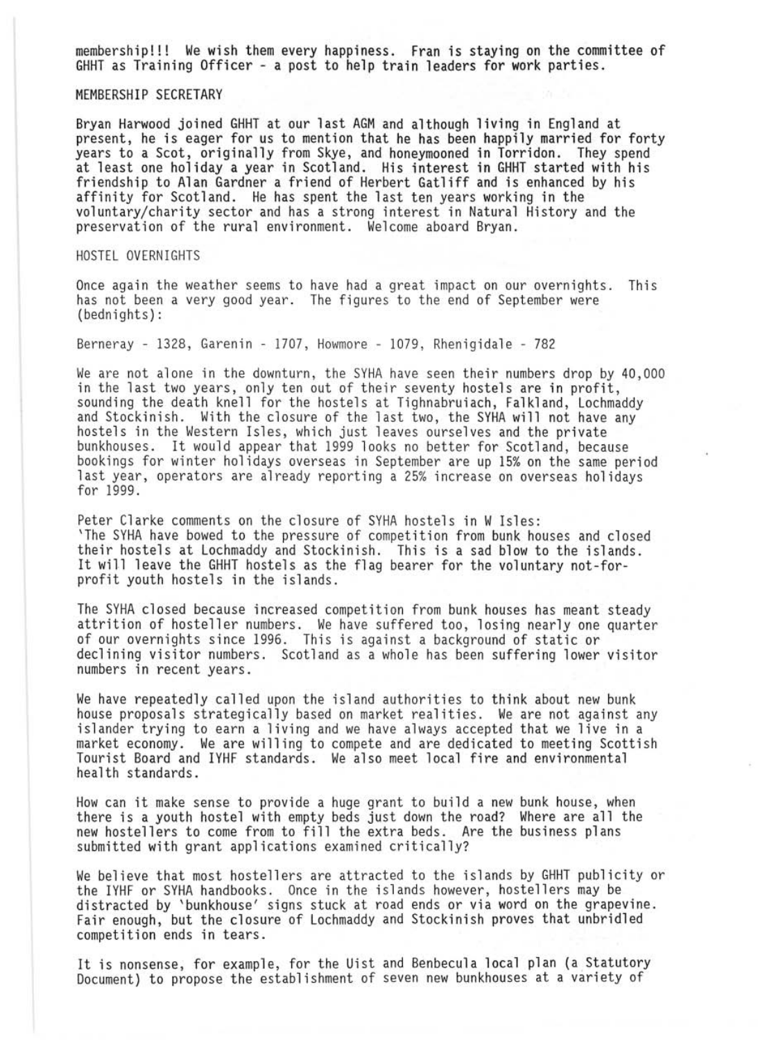membership!!! We wish them every happiness. Fran is staying on the committee of GHHT as Training Officer - a post to help train leaders for work parties.

## MEMBERSHIP SECRETARY

Bryan Harwood joined GHHT at our last AGM and although living in England at present, he is eager for us to mention that he has been happily married for forty years to a Scot, originally from Skye, and honeymooned in Torridon. They spend at least one holiday a year in Scotland. His interest in GHHT started with his friendship to Alan Gardner a friend of Herbert Gatliff and is enhanced by his affinity for Scotland. He has spent the last ten years working in the voluntary/charity sector and has a strong interest in Natural History and the preservation of the rural environment. Welcome aboard Bryan.

## HOSTEL OVERNIGHTS

Once again the weather seems to have had a great impact on our overnights. This has not been a very good year. The figures to the end of September were (bednights):

Berneray - 1328, Garenin - 1707, Howmore - 1079, Rhenigidale - 782

We are not alone in the downturn, the SYHA have seen their numbers drop by 40,000 in the last two years, only ten out of their seventy hostels are in profit, sounding the death knell for the hostels at Tighnabruiach, Falkland, Lochmaddy and Stockinish. With the closure of the last two, the SYHA will not have any hostels in the Western Isles, which just leaves ourselves and the private bunkhouses. It would appear that 1999 looks no better for Scotland, because bookings for winter holidays overseas in September are up 15% on the same period last year, operators are already reporting a 25% increase on overseas holidays for 1999.

Peter Clarke comments on the closure of SYHA hostels in W Isles:
'The SYHA have bowed to the pressure of competition from bunk houses and closed their hostels at Lochmaddy and Stockinish. This is a sad blow to the islands. It will leave the GHHT hostels as the flag bearer for the voluntary not-for-profit youth hostels in the islands.

The SYHA closed because increased competition from bunk houses has meant steady attrition of hosteller numbers. We have suffered too, losing nearly one quarter of our overnights since 1996. This is against a background of static or declining visitor numbers. Scotland as a whole has been suffering lower visitor numbers in recent years.

We have repeatedly called upon the island authorities to think about new bunk house proposals strategically based on market realities. We are not against any islander trying to earn a living and we have always accepted that we live in a market economy. We are willing to compete and are dedicated to meeting Scottish Tourist Board and IYHF standards. We also meet local fire and environmental health standards.

How can it make sense to provide a huge grant to build a new bunk house, when there is a youth hostel with empty beds just down the road? Where are all the new hostellers to come from to fill the extra beds. Are the business plans submitted with grant applications examined critically?

We believe that most hostellers are attracted to the islands by GHHT publicity or the IYHF or SYHA handbooks. Once in the islands however, hostellers may be distracted by 'bunkhouse' signs stuck at road ends or via word on the grapevine. Fair enough, but the closure of Lochmaddy and Stockinish proves that unbridled competition ends in tears.

It is nonsense, for example, for the Uist and Benbecula local plan (a Statutory Document) to propose the establishment of seven new bunkhouses at a variety of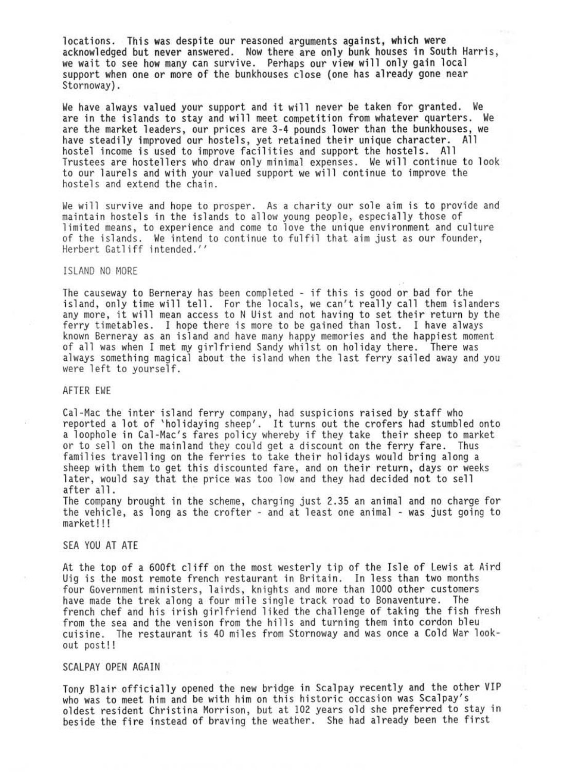locations. This was despite our reasoned arguments against, which were acknowledged but never answered. Now there are only bunk houses in South Harris, we wait to see how many can survive. Perhaps our view will only gain local support when one or more of the bunkhouses close (one has already gone near Stornoway).

We have always valued your support and it will never be taken for granted. We are in the islands to stay and will meet competition from whatever quarters. We are the market leaders, our prices are 3-4 pounds lower than the bunkhouses, we have steadily improved our hostels, yet retained their unique character. All hostel income is used to improve facilities and support the hostels. All Trustees are hostellers who draw only minimal expenses. We will continue to look to our laurels and with your valued support we will continue to improve the hostels and extend the chain.

We will survive and hope to prosper. As a charity our sole aim is to provide and maintain hostels in the islands to allow young people, especially those of limited means, to experience and come to love the unique environment and culture of the islands. We intend to continue to fulfil that aim just as our founder, Herbert Gatliff intended.''

## ISLAND NO MORE

The causeway to Berneray has been completed - if this is good or bad for the island, only time will tell. For the locals, we can't really call them islanders any more, it will mean access to N Uist and not having to set their return by the ferry timetables. I hope there is more to be gained than lost. I have always known Berneray as an island and have many happy memories and the happiest moment of all was when I met my girlfriend Sandy whilst on holiday there. There was always something magical about the island when the last ferry sailed away and you were left to yourself.

## AFTER EWE

Cal-Mac the inter island ferry company, had suspicions raised by staff who reported a lot of 'holidaying sheep'. It turns out the crofers had stumbled onto a loophole in Cal-Mac's fares policy whereby if they take their sheep to market or to sell on the mainland they could get a discount on the ferry fare. Thus families travelling on the ferries to take their holidays would bring along a sheep with them to get this discounted fare, and on their return, days or weeks later, would say that the price was too low and they had decided not to sell after all.
The company brought in the scheme, charging just 2.35 an animal and no charge for the vehicle, as long as the crofter - and at least one animal - was just going to market!!!

## SEA YOU AT ATE

At the top of a 600ft cliff on the most westerly tip of the Isle of Lewis at Aird Uig is the most remote french restaurant in Britain. In less than two months four Government ministers, lairds, knights and more than 1000 other customers have made the trek along a four mile single track road to Bonaventure. The french chef and his irish girlfriend liked the challenge of taking the fish fresh from the sea and the venison from the hills and turning them into cordon bleu cuisine. The restaurant is 40 miles from Stornoway and was once a Cold War look-out post!!

## SCALPAY OPEN AGAIN

Tony Blair officially opened the new bridge in Scalpay recently and the other VIP who was to meet him and be with him on this historic occasion was Scalpay's oldest resident Christina Morrison, but at 102 years old she preferred to stay in beside the fire instead of braving the weather. She had already been the first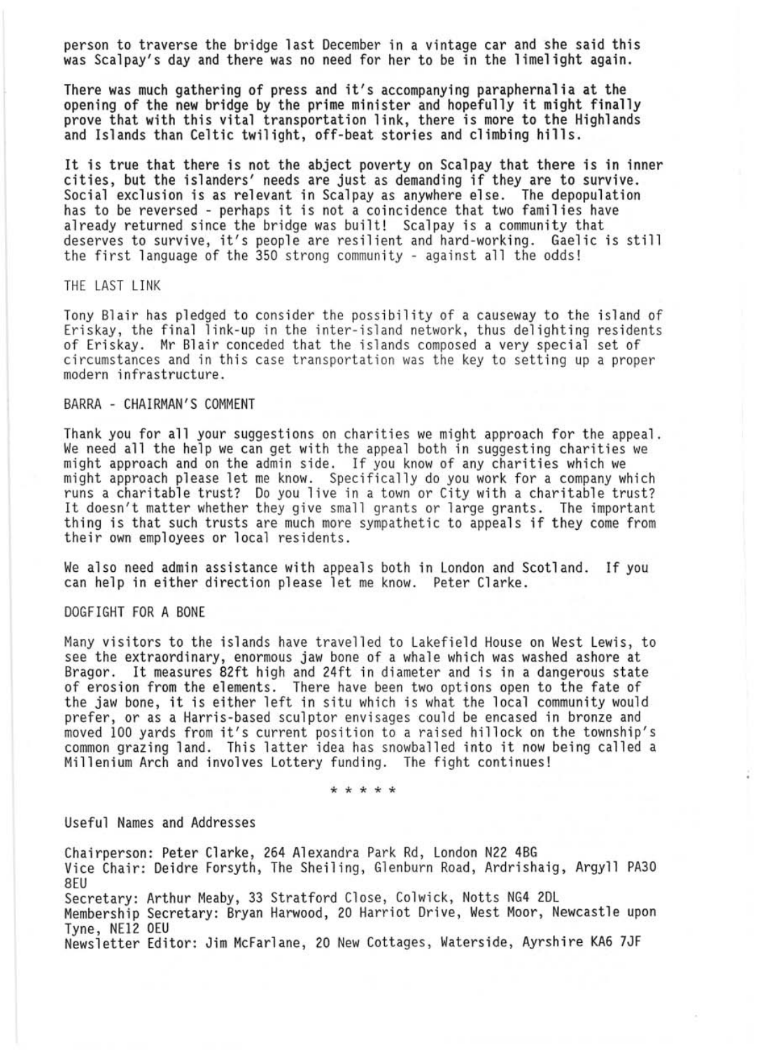person to traverse the bridge last December in a vintage car and she said this was Scalpay's day and there was no need for her to be in the limelight again.

There was much gathering of press and it's accompanying paraphernalia at the opening of the new bridge by the prime minister and hopefully it might finally prove that with this vital transportation link, there is more to the Highlands and Islands than Celtic twilight, off-beat stories and climbing hills.

It is true that there is not the abject poverty on Scalpay that there is in inner cities, but the islanders' needs are just as demanding if they are to survive. Social exclusion is as relevant in Scalpay as anywhere else. The depopulation has to be reversed - perhaps it is not a coincidence that two families have already returned since the bridge was built! Scalpay is a community that deserves to survive, it's people are resilient and hard-working. Gaelic is still the first language of the 350 strong community - against all the odds!

## THE LAST LINK

Tony Blair has pledged to consider the possibility of a causeway to the island of Eriskay, the final link-up in the inter-island network, thus delighting residents of Eriskay. Mr Blair conceded that the islands composed a very special set of circumstances and in this case transportation was the key to setting up a proper modern infrastructure.

## BARRA - CHAIRMAN'S COMMENT

Thank you for all your suggestions on charities we might approach for the appeal. We need all the help we can get with the appeal both in suggesting charities we might approach and on the admin side. If you know of any charities which we might approach please let me know. Specifically do you work for a company which runs a charitable trust? Do you live in a town or City with a charitable trust? It doesn't matter whether they give small grants or large grants. The important thing is that such trusts are much more sympathetic to appeals if they come from their own employees or local residents.

We also need admin assistance with appeals both in London and Scotland. If you can help in either direction please let me know. Peter Clarke.

## DOGFIGHT FOR A BONE

Many visitors to the islands have travelled to Lakefield House on West Lewis, to see the extraordinary, enormous jaw bone of a whale which was washed ashore at Bragor. It measures 82ft high and 24ft in diameter and is in a dangerous state of erosion from the elements. There have been two options open to the fate of the jaw bone, it is either left in situ which is what the local community would prefer, or as a Harris-based sculptor envisages could be encased in bronze and moved 100 yards from it's current position to a raised hillock on the township's common grazing land. This latter idea has snowballed into it now being called a Millenium Arch and involves Lottery funding. The fight continues!

\* \* \* \* \*

## Useful Names and Addresses

Chairperson: Peter Clarke, 264 Alexandra Park Rd, London N22 4BG
Vice Chair: Deidre Forsyth, The Sheiling, Glenburn Road, Ardrishaig, Argyll PA30 8EU
Secretary: Arthur Meaby, 33 Stratford Close, Colwick, Notts NG4 2DL
Membership Secretary: Bryan Harwood, 20 Harriot Drive, West Moor, Newcastle upon Tyne, NE12 0EU
Newsletter Editor: Jim McFarlane, 20 New Cottages, Waterside, Ayrshire KA6 7JF